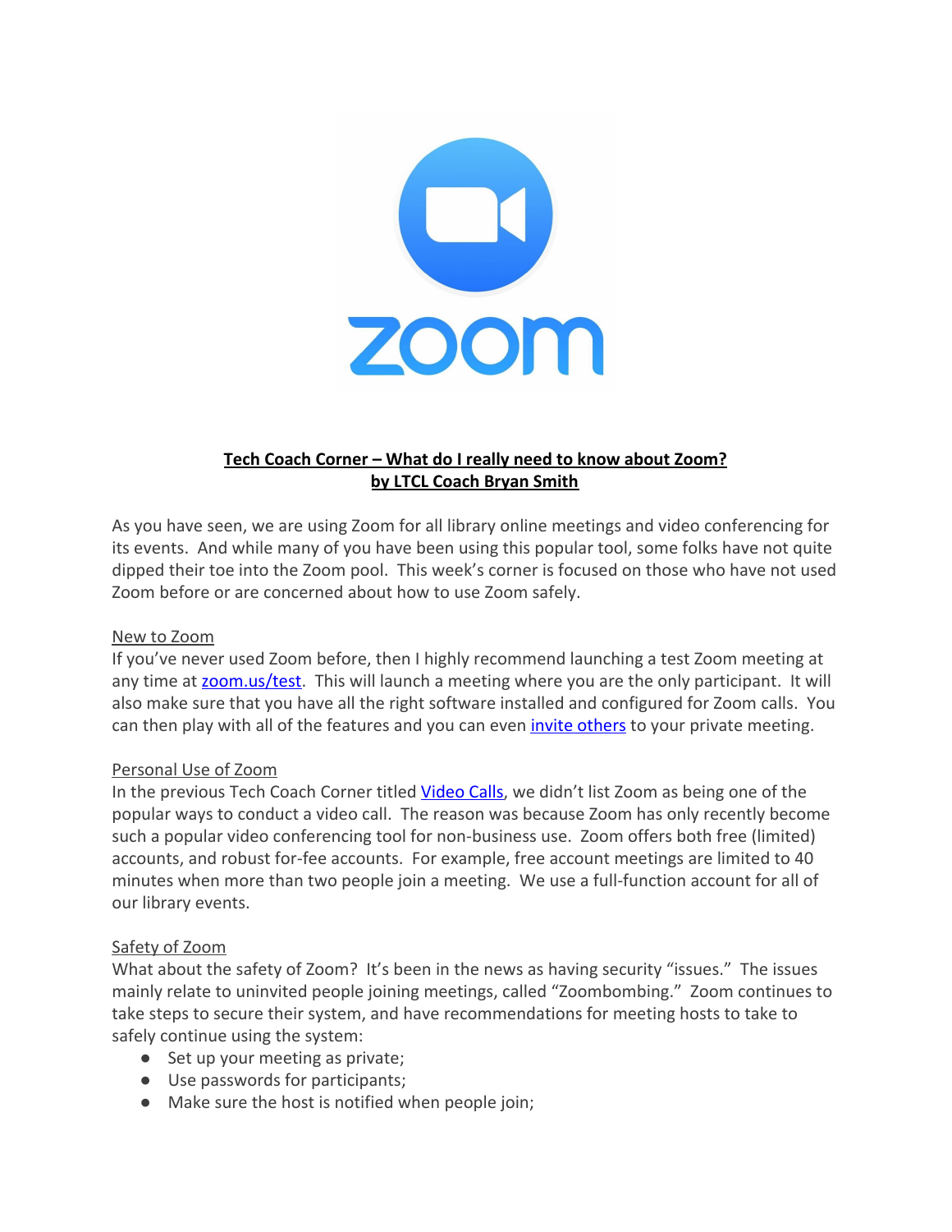# Tech Coach Corner – What do I really need to know about Zoom?
## by LTCL Coach Bryan Smith

As you have seen, we are using Zoom for all library online meetings and video conferencing for its events. And while many of you have been using this popular tool, some folks have not quite dipped their toe into the Zoom pool. This week's corner is focused on those who have not used Zoom before or are concerned about how to use Zoom safely.

New to Zoom

If you've never used Zoom before, then I highly recommend launching a test Zoom meeting at any time at [zoom.us/test](zoom.us/test). This will launch a meeting where you are the only participant. It will also make sure that you have all the right software installed and configured for Zoom calls. You can then play with all of the features and you can even [invite others](invite others) to your private meeting.

Personal Use of Zoom

In the previous Tech Coach Corner titled [Video Calls](Video Calls), we didn't list Zoom as being one of the popular ways to conduct a video call. The reason was because Zoom has only recently become such a popular video conferencing tool for non-business use. Zoom offers both free (limited) accounts, and robust for-fee accounts. For example, free account meetings are limited to 40 minutes when more than two people join a meeting. We use a full-function account for all of our library events.

Safety of Zoom

What about the safety of Zoom? It's been in the news as having security "issues." The issues mainly relate to uninvited people joining meetings, called "Zoombombing." Zoom continues to take steps to secure their system, and have recommendations for meeting hosts to take to safely continue using the system:

- Set up your meeting as private;
- Use passwords for participants;
- Make sure the host is notified when people join;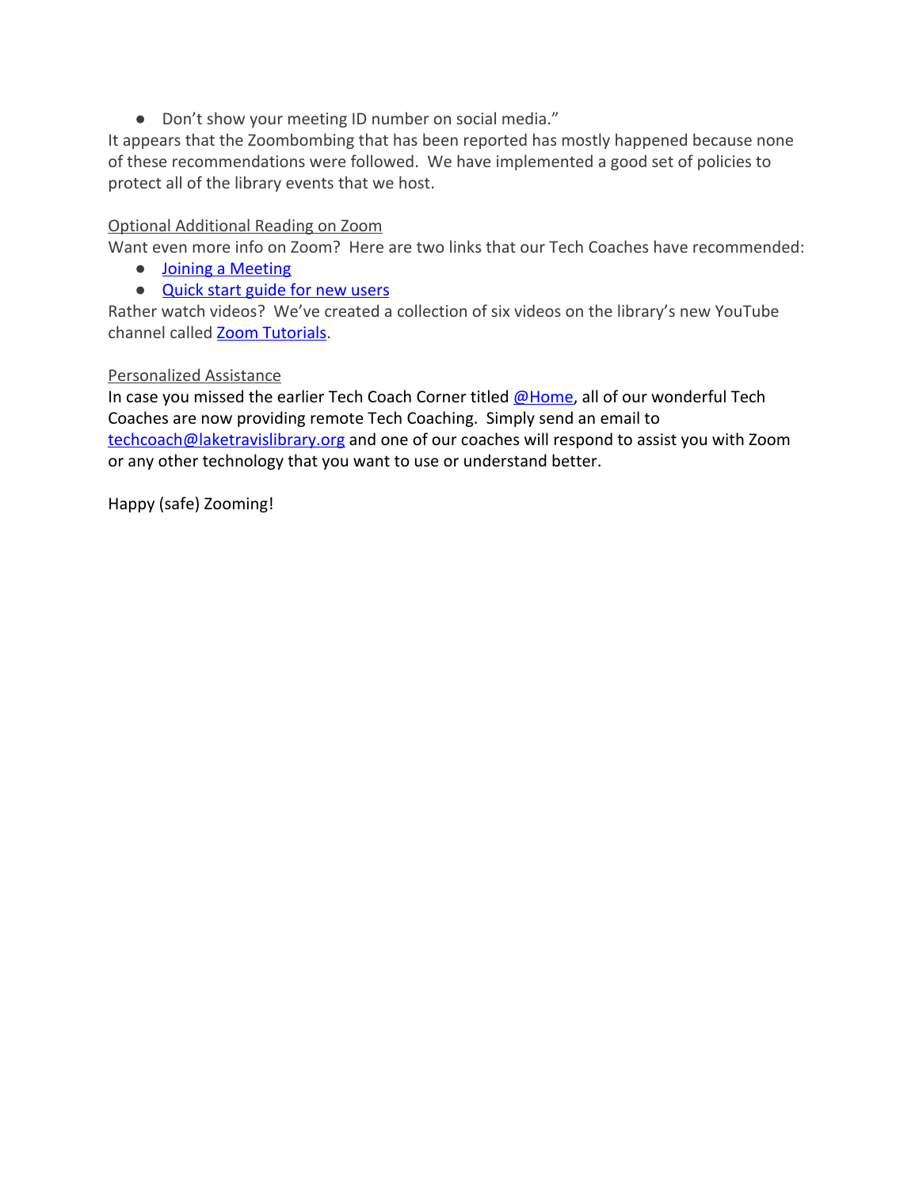- Don't show your meeting ID number on social media."

It appears that the Zoombombing that has been reported has mostly happened because none of these recommendations were followed. We have implemented a good set of policies to protect all of the library events that we host.

Optional Additional Reading on Zoom

Want even more info on Zoom? Here are two links that our Tech Coaches have recommended:

- Joining a Meeting
- Quick start guide for new users

Rather watch videos? We've created a collection of six videos on the library's new YouTube channel called Zoom Tutorials.

Personalized Assistance

In case you missed the earlier Tech Coach Corner titled @Home, all of our wonderful Tech Coaches are now providing remote Tech Coaching. Simply send an email to techcoach@laketravislibrary.org and one of our coaches will respond to assist you with Zoom or any other technology that you want to use or understand better.

Happy (safe) Zooming!